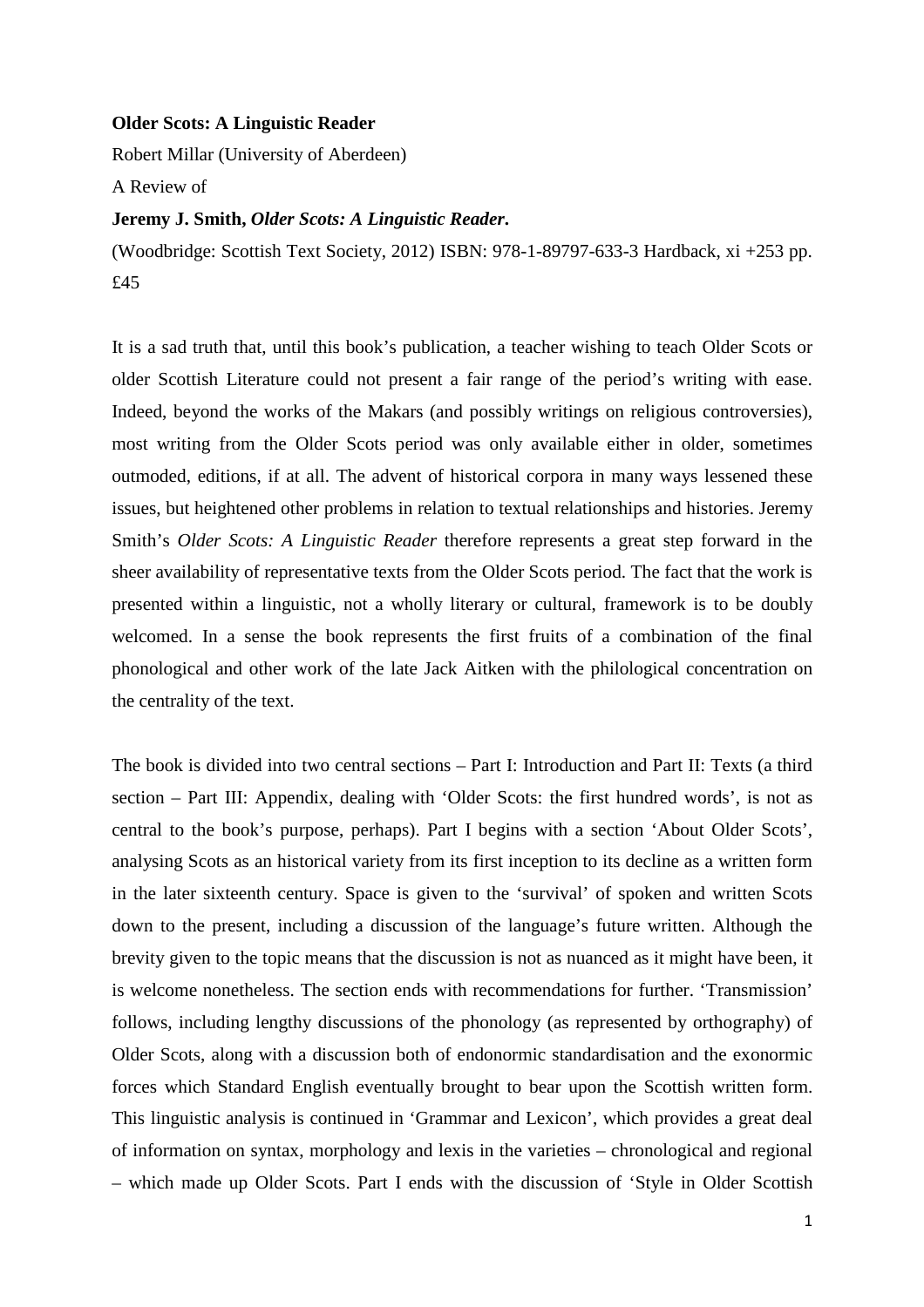**Older Scots: A Linguistic Reader**

Robert Millar (University of Aberdeen)

A Review of

**Jeremy J. Smith, *Older Scots: A Linguistic Reader*.**

(Woodbridge: Scottish Text Society, 2012) ISBN: 978-1-89797-633-3 Hardback, xi +253 pp. £45

It is a sad truth that, until this book's publication, a teacher wishing to teach Older Scots or older Scottish Literature could not present a fair range of the period's writing with ease. Indeed, beyond the works of the Makars (and possibly writings on religious controversies), most writing from the Older Scots period was only available either in older, sometimes outmoded, editions, if at all. The advent of historical corpora in many ways lessened these issues, but heightened other problems in relation to textual relationships and histories. Jeremy Smith's *Older Scots: A Linguistic Reader* therefore represents a great step forward in the sheer availability of representative texts from the Older Scots period. The fact that the work is presented within a linguistic, not a wholly literary or cultural, framework is to be doubly welcomed. In a sense the book represents the first fruits of a combination of the final phonological and other work of the late Jack Aitken with the philological concentration on the centrality of the text.

The book is divided into two central sections – Part I: Introduction and Part II: Texts (a third section – Part III: Appendix, dealing with 'Older Scots: the first hundred words', is not as central to the book's purpose, perhaps). Part I begins with a section 'About Older Scots', analysing Scots as an historical variety from its first inception to its decline as a written form in the later sixteenth century. Space is given to the 'survival' of spoken and written Scots down to the present, including a discussion of the language's future written. Although the brevity given to the topic means that the discussion is not as nuanced as it might have been, it is welcome nonetheless. The section ends with recommendations for further. 'Transmission' follows, including lengthy discussions of the phonology (as represented by orthography) of Older Scots, along with a discussion both of endonormic standardisation and the exonormic forces which Standard English eventually brought to bear upon the Scottish written form. This linguistic analysis is continued in 'Grammar and Lexicon', which provides a great deal of information on syntax, morphology and lexis in the varieties – chronological and regional – which made up Older Scots. Part I ends with the discussion of 'Style in Older Scottish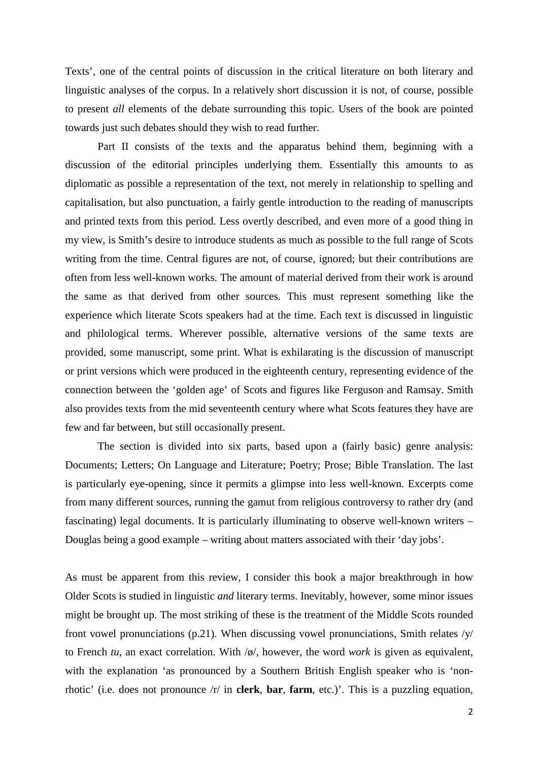Texts', one of the central points of discussion in the critical literature on both literary and linguistic analyses of the corpus. In a relatively short discussion it is not, of course, possible to present *all* elements of the debate surrounding this topic. Users of the book are pointed towards just such debates should they wish to read further.

Part II consists of the texts and the apparatus behind them, beginning with a discussion of the editorial principles underlying them. Essentially this amounts to as diplomatic as possible a representation of the text, not merely in relationship to spelling and capitalisation, but also punctuation, a fairly gentle introduction to the reading of manuscripts and printed texts from this period. Less overtly described, and even more of a good thing in my view, is Smith's desire to introduce students as much as possible to the full range of Scots writing from the time. Central figures are not, of course, ignored; but their contributions are often from less well-known works. The amount of material derived from their work is around the same as that derived from other sources. This must represent something like the experience which literate Scots speakers had at the time. Each text is discussed in linguistic and philological terms. Wherever possible, alternative versions of the same texts are provided, some manuscript, some print. What is exhilarating is the discussion of manuscript or print versions which were produced in the eighteenth century, representing evidence of the connection between the 'golden age' of Scots and figures like Ferguson and Ramsay. Smith also provides texts from the mid seventeenth century where what Scots features they have are few and far between, but still occasionally present.

The section is divided into six parts, based upon a (fairly basic) genre analysis: Documents; Letters; On Language and Literature; Poetry; Prose; Bible Translation. The last is particularly eye-opening, since it permits a glimpse into less well-known. Excerpts come from many different sources, running the gamut from religious controversy to rather dry (and fascinating) legal documents. It is particularly illuminating to observe well-known writers – Douglas being a good example – writing about matters associated with their 'day jobs'.

As must be apparent from this review, I consider this book a major breakthrough in how Older Scots is studied in linguistic *and* literary terms. Inevitably, however, some minor issues might be brought up. The most striking of these is the treatment of the Middle Scots rounded front vowel pronunciations (p.21). When discussing vowel pronunciations, Smith relates /y/ to French *tu*, an exact correlation. With /ø/, however, the word *work* is given as equivalent, with the explanation 'as pronounced by a Southern British English speaker who is 'non-rhotic' (i.e. does not pronounce /r/ in **clerk**, **bar**, **farm**, etc.)'. This is a puzzling equation,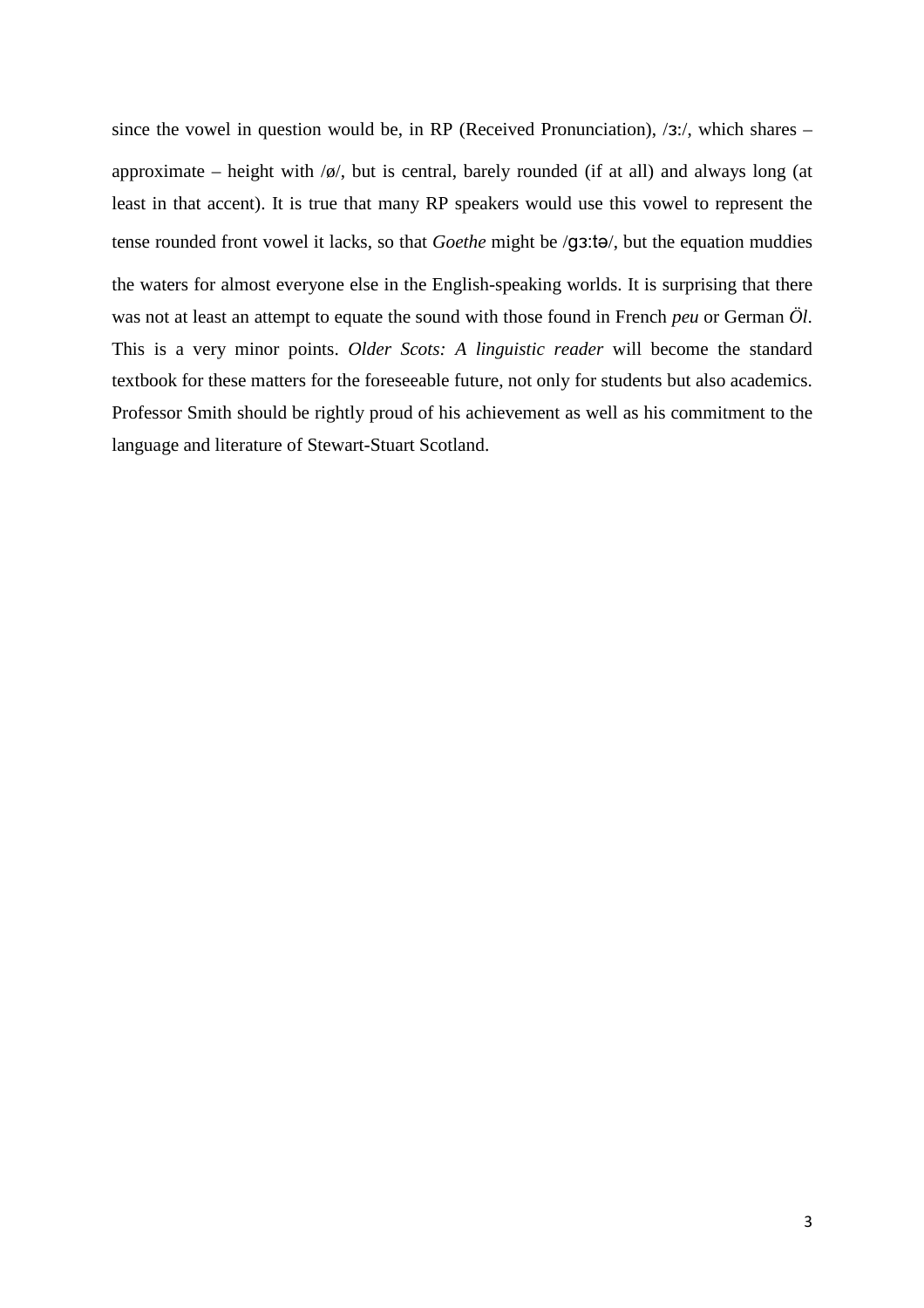since the vowel in question would be, in RP (Received Pronunciation), /ɜː/, which shares – approximate – height with /ø/, but is central, barely rounded (if at all) and always long (at least in that accent). It is true that many RP speakers would use this vowel to represent the tense rounded front vowel it lacks, so that *Goethe* might be /ɡɜːtə/, but the equation muddies the waters for almost everyone else in the English-speaking worlds. It is surprising that there was not at least an attempt to equate the sound with those found in French *peu* or German *Öl*. This is a very minor points. *Older Scots: A linguistic reader* will become the standard textbook for these matters for the foreseeable future, not only for students but also academics. Professor Smith should be rightly proud of his achievement as well as his commitment to the language and literature of Stewart-Stuart Scotland.